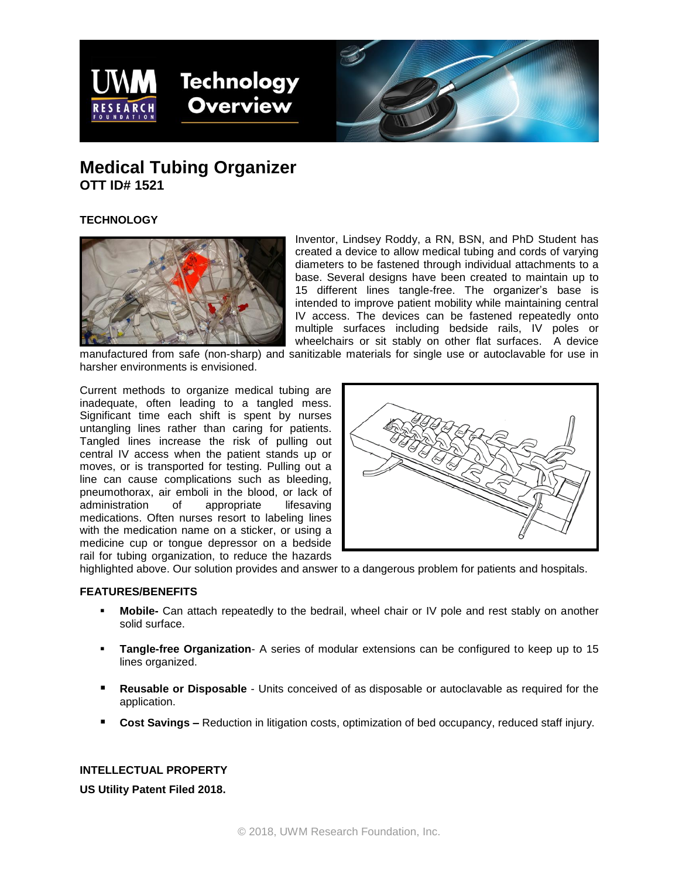# Medical Tubing Organizer

**OTT ID# 1521**

## TECHNOLOGY

Inventor, Lindsey Roddy, a RN, BSN, and PhD Student has created a device to allow medical tubing and cords of varying diameters to be fastened through individual attachments to a base. Several designs have been created to maintain up to 15 different lines tangle-free. The organizer's base is intended to improve patient mobility while maintaining central IV access. The devices can be fastened repeatedly onto multiple surfaces including bedside rails, IV poles or wheelchairs or sit stably on other flat surfaces. A device manufactured from safe (non-sharp) and sanitizable materials for single use or autoclavable for use in harsher environments is envisioned.

Current methods to organize medical tubing are inadequate, often leading to a tangled mess. Significant time each shift is spent by nurses untangling lines rather than caring for patients. Tangled lines increase the risk of pulling out central IV access when the patient stands up or moves, or is transported for testing. Pulling out a line can cause complications such as bleeding, pneumothorax, air emboli in the blood, or lack of administration of appropriate lifesaving medications. Often nurses resort to labeling lines with the medication name on a sticker, or using a medicine cup or tongue depressor on a bedside rail for tubing organization, to reduce the hazards highlighted above. Our solution provides and answer to a dangerous problem for patients and hospitals.

## FEATURES/BENEFITS

- **Mobile-** Can attach repeatedly to the bedrail, wheel chair or IV pole and rest stably on another solid surface.
- **Tangle-free Organization**- A series of modular extensions can be configured to keep up to 15 lines organized.
- **Reusable or Disposable** - Units conceived of as disposable or autoclavable as required for the application.
- **Cost Savings –** Reduction in litigation costs, optimization of bed occupancy, reduced staff injury.

## INTELLECTUAL PROPERTY

**US Utility Patent Filed 2018.**

© 2018, UWM Research Foundation, Inc.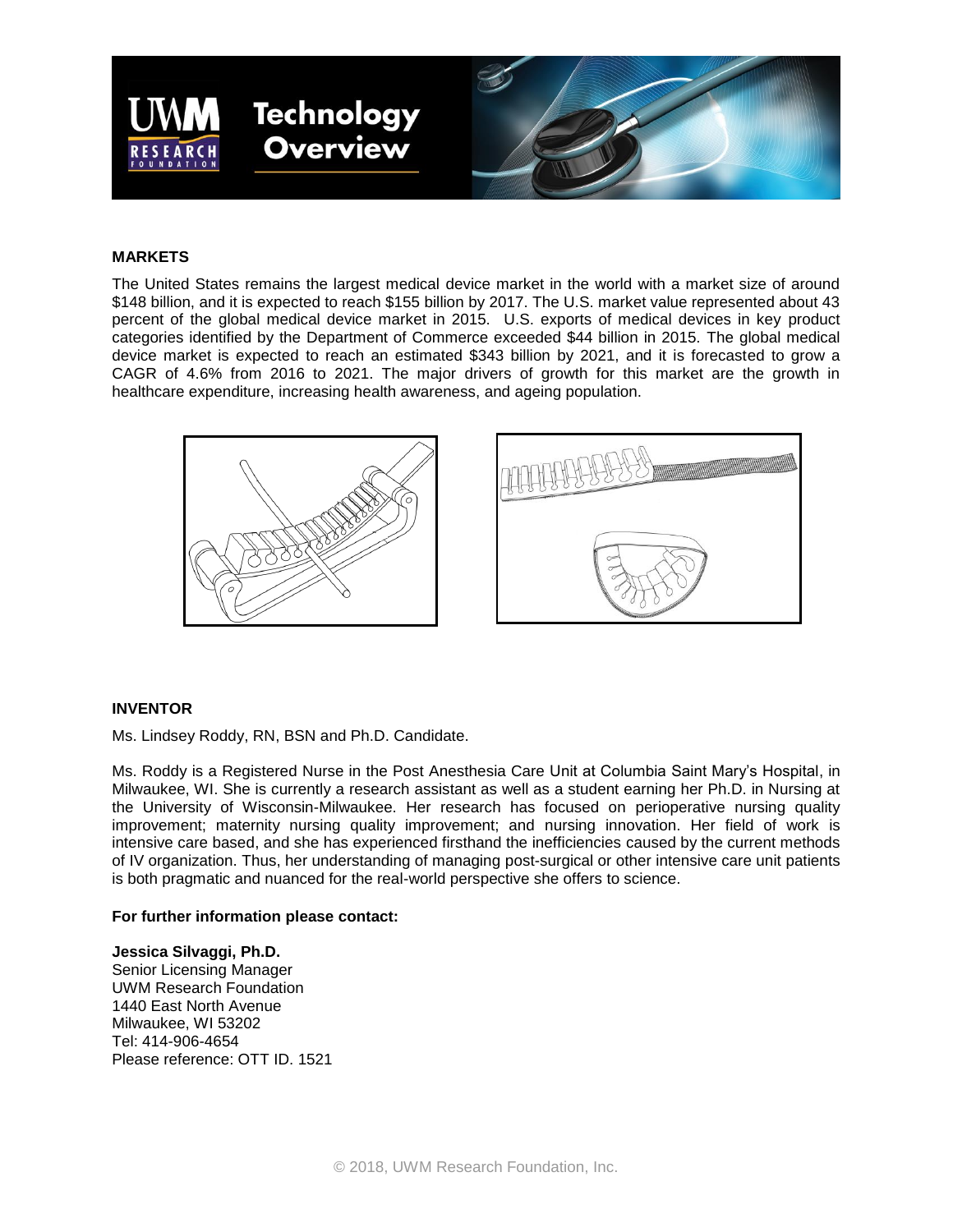## MARKETS

The United States remains the largest medical device market in the world with a market size of around $148 billion, and it is expected to reach $155 billion by 2017. The U.S. market value represented about 43 percent of the global medical device market in 2015. U.S. exports of medical devices in key product categories identified by the Department of Commerce exceeded $44 billion in 2015. The global medical device market is expected to reach an estimated $343 billion by 2021, and it is forecasted to grow a CAGR of 4.6% from 2016 to 2021. The major drivers of growth for this market are the growth in healthcare expenditure, increasing health awareness, and ageing population.

## INVENTOR

Ms. Lindsey Roddy, RN, BSN and Ph.D. Candidate.

Ms. Roddy is a Registered Nurse in the Post Anesthesia Care Unit at Columbia Saint Mary's Hospital, in Milwaukee, WI. She is currently a research assistant as well as a student earning her Ph.D. in Nursing at the University of Wisconsin-Milwaukee. Her research has focused on perioperative nursing quality improvement; maternity nursing quality improvement; and nursing innovation. Her field of work is intensive care based, and she has experienced firsthand the inefficiencies caused by the current methods of IV organization. Thus, her understanding of managing post-surgical or other intensive care unit patients is both pragmatic and nuanced for the real-world perspective she offers to science.

**For further information please contact:**

**Jessica Silvaggi, Ph.D.**
Senior Licensing Manager
UWM Research Foundation
1440 East North Avenue
Milwaukee, WI 53202
Tel: 414-906-4654
Please reference: OTT ID. 1521

© 2018, UWM Research Foundation, Inc.